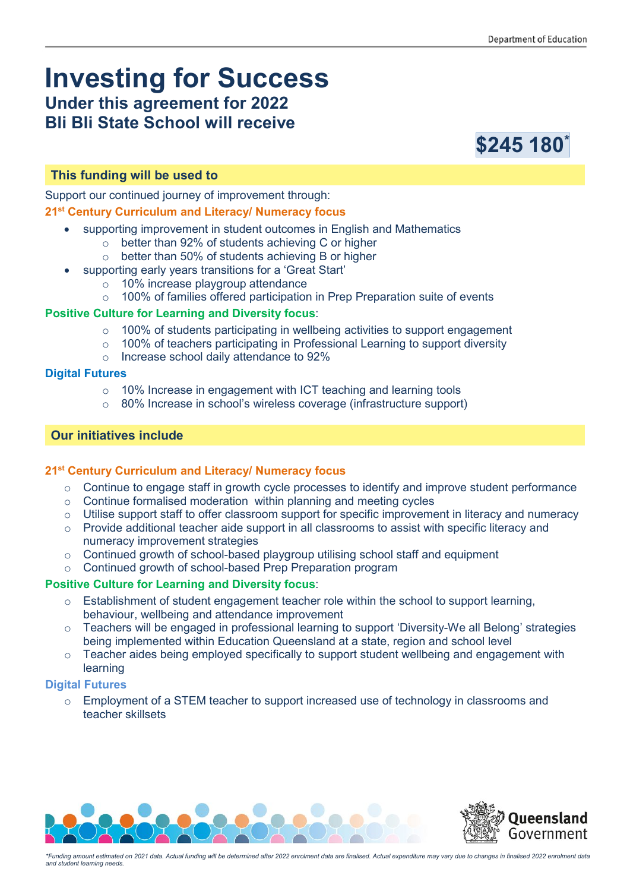# Investing for Success

## Under this agreement for 2022 Bli Bli State School will receive

**$245 180***

### This funding will be used to

Support our continued journey of improvement through:

**21st Century Curriculum and Literacy/ Numeracy focus**

- supporting improvement in student outcomes in English and Mathematics
  - better than 92% of students achieving C or higher
  - better than 50% of students achieving B or higher
- supporting early years transitions for a 'Great Start'
  - 10% increase playgroup attendance
  - 100% of families offered participation in Prep Preparation suite of events

**Positive Culture for Learning and Diversity focus**:

- 100% of students participating in wellbeing activities to support engagement
- 100% of teachers participating in Professional Learning to support diversity
- Increase school daily attendance to 92%

**Digital Futures**

- 10% Increase in engagement with ICT teaching and learning tools
- 80% Increase in school's wireless coverage (infrastructure support)

### Our initiatives include

**21st Century Curriculum and Literacy/ Numeracy focus**

- Continue to engage staff in growth cycle processes to identify and improve student performance
- Continue formalised moderation within planning and meeting cycles
- Utilise support staff to offer classroom support for specific improvement in literacy and numeracy
- Provide additional teacher aide support in all classrooms to assist with specific literacy and numeracy improvement strategies
- Continued growth of school-based playgroup utilising school staff and equipment
- Continued growth of school-based Prep Preparation program

**Positive Culture for Learning and Diversity focus**:

- Establishment of student engagement teacher role within the school to support learning, behaviour, wellbeing and attendance improvement
- Teachers will be engaged in professional learning to support 'Diversity-We all Belong' strategies being implemented within Education Queensland at a state, region and school level
- Teacher aides being employed specifically to support student wellbeing and engagement with learning

**Digital Futures**

- Employment of a STEM teacher to support increased use of technology in classrooms and teacher skillsets

*\*Funding amount estimated on 2021 data. Actual funding will be determined after 2022 enrolment data are finalised. Actual expenditure may vary due to changes in finalised 2022 enrolment data and student learning needs.*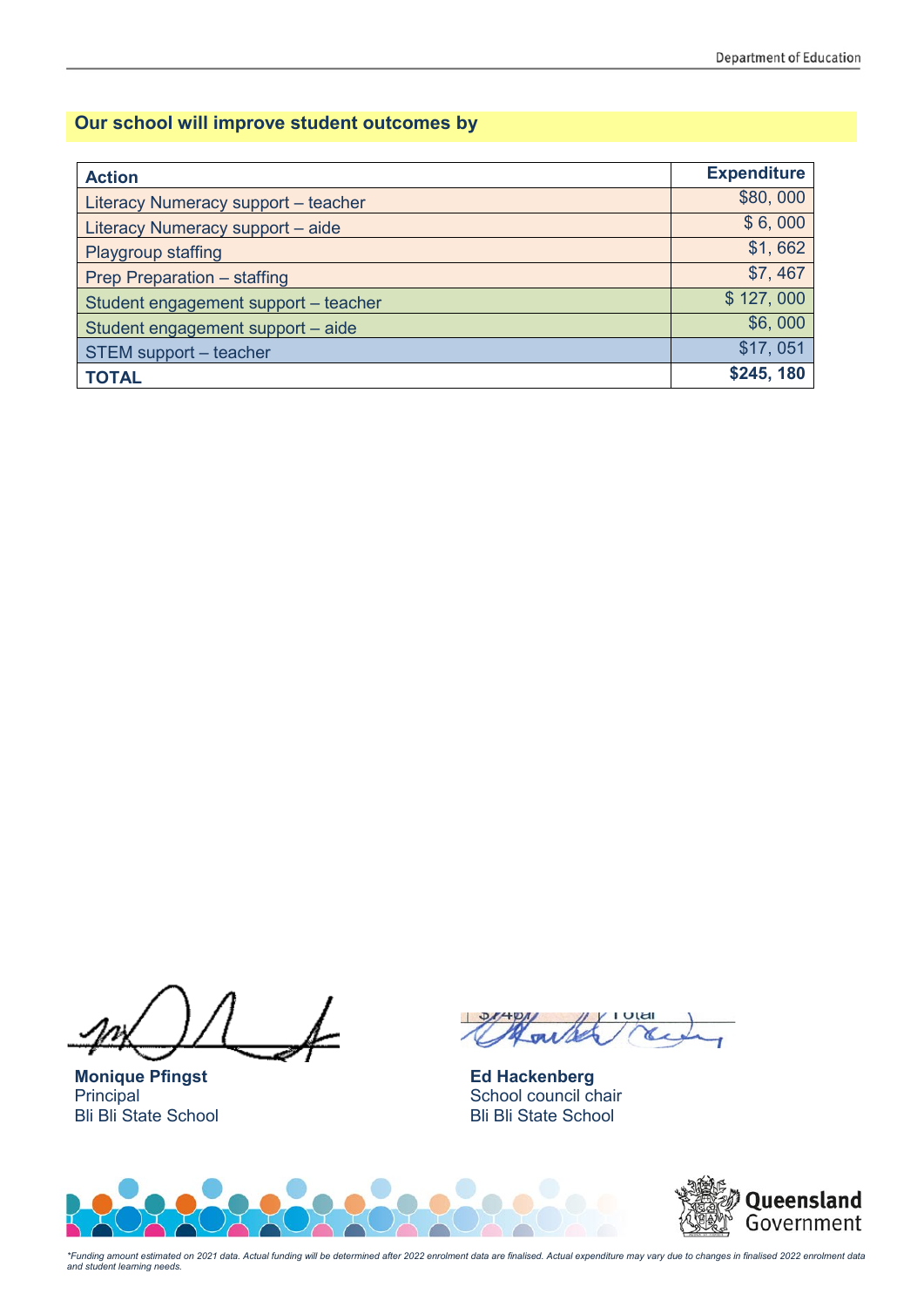## Our school will improve student outcomes by

| Action | Expenditure |
|---|---|
| Literacy Numeracy support – teacher | $80, 000 |
| Literacy Numeracy support – aide | $ 6, 000 |
| Playgroup staffing | $1, 662 |
| Prep Preparation – staffing | $7, 467 |
| Student engagement support – teacher | $ 127, 000 |
| Student engagement support – aide | $6, 000 |
| STEM support – teacher | $17, 051 |
| **TOTAL** | **$245, 180** |

**Monique Pfingst**
Principal
Bli Bli State School

**Ed Hackenberg**
School council chair
Bli Bli State School

*\*Funding amount estimated on 2021 data. Actual funding will be determined after 2022 enrolment data are finalised. Actual expenditure may vary due to changes in finalised 2022 enrolment data and student learning needs.*